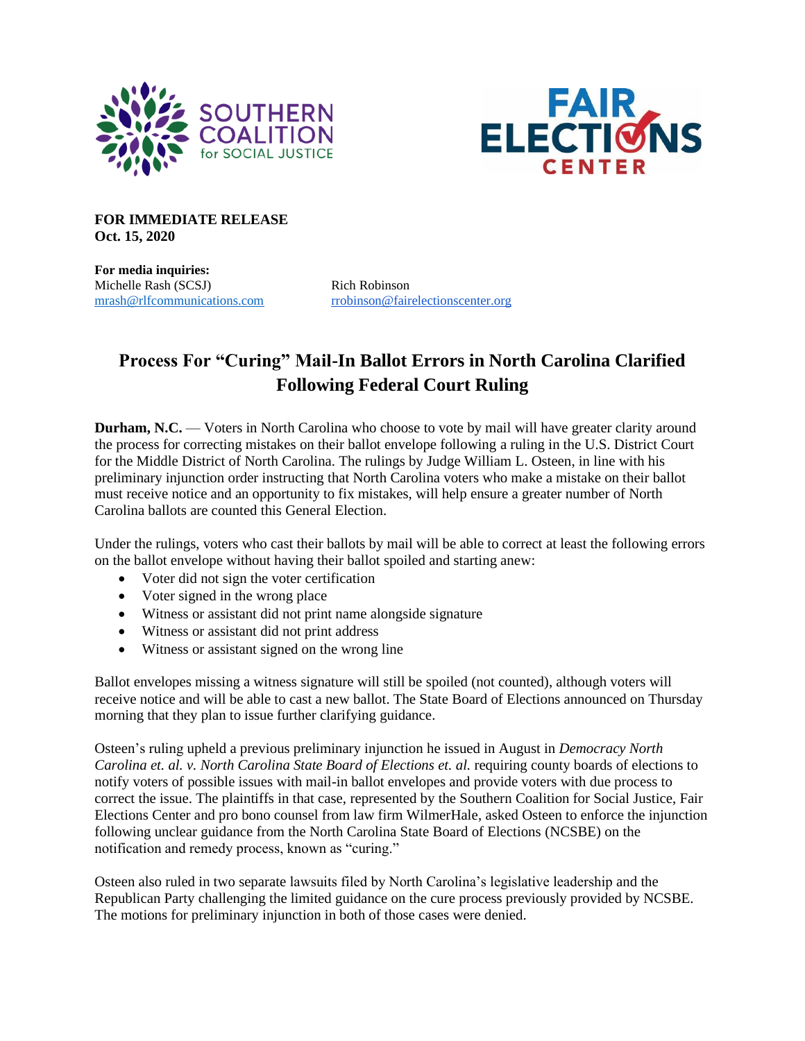**FOR IMMEDIATE RELEASE**
**Oct. 15, 2020**

**For media inquiries:**

Michelle Rash (SCSJ)
mrash@rlfcommunications.com

Rich Robinson
rrobinson@fairelectionscenter.org

# Process For "Curing" Mail-In Ballot Errors in North Carolina Clarified Following Federal Court Ruling

**Durham, N.C.** — Voters in North Carolina who choose to vote by mail will have greater clarity around the process for correcting mistakes on their ballot envelope following a ruling in the U.S. District Court for the Middle District of North Carolina. The rulings by Judge William L. Osteen, in line with his preliminary injunction order instructing that North Carolina voters who make a mistake on their ballot must receive notice and an opportunity to fix mistakes, will help ensure a greater number of North Carolina ballots are counted this General Election.

Under the rulings, voters who cast their ballots by mail will be able to correct at least the following errors on the ballot envelope without having their ballot spoiled and starting anew:

- Voter did not sign the voter certification
- Voter signed in the wrong place
- Witness or assistant did not print name alongside signature
- Witness or assistant did not print address
- Witness or assistant signed on the wrong line

Ballot envelopes missing a witness signature will still be spoiled (not counted), although voters will receive notice and will be able to cast a new ballot. The State Board of Elections announced on Thursday morning that they plan to issue further clarifying guidance.

Osteen's ruling upheld a previous preliminary injunction he issued in August in *Democracy North Carolina et. al. v. North Carolina State Board of Elections et. al.* requiring county boards of elections to notify voters of possible issues with mail-in ballot envelopes and provide voters with due process to correct the issue. The plaintiffs in that case, represented by the Southern Coalition for Social Justice, Fair Elections Center and pro bono counsel from law firm WilmerHale, asked Osteen to enforce the injunction following unclear guidance from the North Carolina State Board of Elections (NCSBE) on the notification and remedy process, known as "curing."

Osteen also ruled in two separate lawsuits filed by North Carolina's legislative leadership and the Republican Party challenging the limited guidance on the cure process previously provided by NCSBE. The motions for preliminary injunction in both of those cases were denied.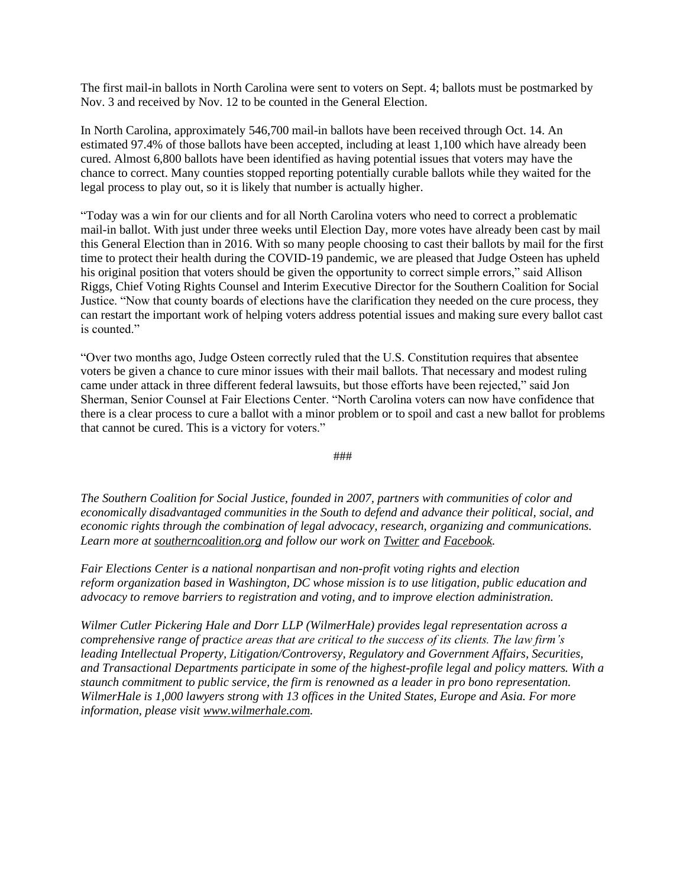The first mail-in ballots in North Carolina were sent to voters on Sept. 4; ballots must be postmarked by Nov. 3 and received by Nov. 12 to be counted in the General Election.

In North Carolina, approximately 546,700 mail-in ballots have been received through Oct. 14. An estimated 97.4% of those ballots have been accepted, including at least 1,100 which have already been cured. Almost 6,800 ballots have been identified as having potential issues that voters may have the chance to correct. Many counties stopped reporting potentially curable ballots while they waited for the legal process to play out, so it is likely that number is actually higher.

"Today was a win for our clients and for all North Carolina voters who need to correct a problematic mail-in ballot. With just under three weeks until Election Day, more votes have already been cast by mail this General Election than in 2016. With so many people choosing to cast their ballots by mail for the first time to protect their health during the COVID-19 pandemic, we are pleased that Judge Osteen has upheld his original position that voters should be given the opportunity to correct simple errors," said Allison Riggs, Chief Voting Rights Counsel and Interim Executive Director for the Southern Coalition for Social Justice. "Now that county boards of elections have the clarification they needed on the cure process, they can restart the important work of helping voters address potential issues and making sure every ballot cast is counted."

"Over two months ago, Judge Osteen correctly ruled that the U.S. Constitution requires that absentee voters be given a chance to cure minor issues with their mail ballots. That necessary and modest ruling came under attack in three different federal lawsuits, but those efforts have been rejected," said Jon Sherman, Senior Counsel at Fair Elections Center. "North Carolina voters can now have confidence that there is a clear process to cure a ballot with a minor problem or to spoil and cast a new ballot for problems that cannot be cured. This is a victory for voters."

###

*The Southern Coalition for Social Justice, founded in 2007, partners with communities of color and economically disadvantaged communities in the South to defend and advance their political, social, and economic rights through the combination of legal advocacy, research, organizing and communications. Learn more at southerncoalition.org and follow our work on Twitter and Facebook.*

*Fair Elections Center is a national nonpartisan and non-profit voting rights and election reform organization based in Washington, DC whose mission is to use litigation, public education and advocacy to remove barriers to registration and voting, and to improve election administration.*

*Wilmer Cutler Pickering Hale and Dorr LLP (WilmerHale) provides legal representation across a comprehensive range of practice areas that are critical to the success of its clients. The law firm's leading Intellectual Property, Litigation/Controversy, Regulatory and Government Affairs, Securities, and Transactional Departments participate in some of the highest-profile legal and policy matters. With a staunch commitment to public service, the firm is renowned as a leader in pro bono representation. WilmerHale is 1,000 lawyers strong with 13 offices in the United States, Europe and Asia. For more information, please visit www.wilmerhale.com.*